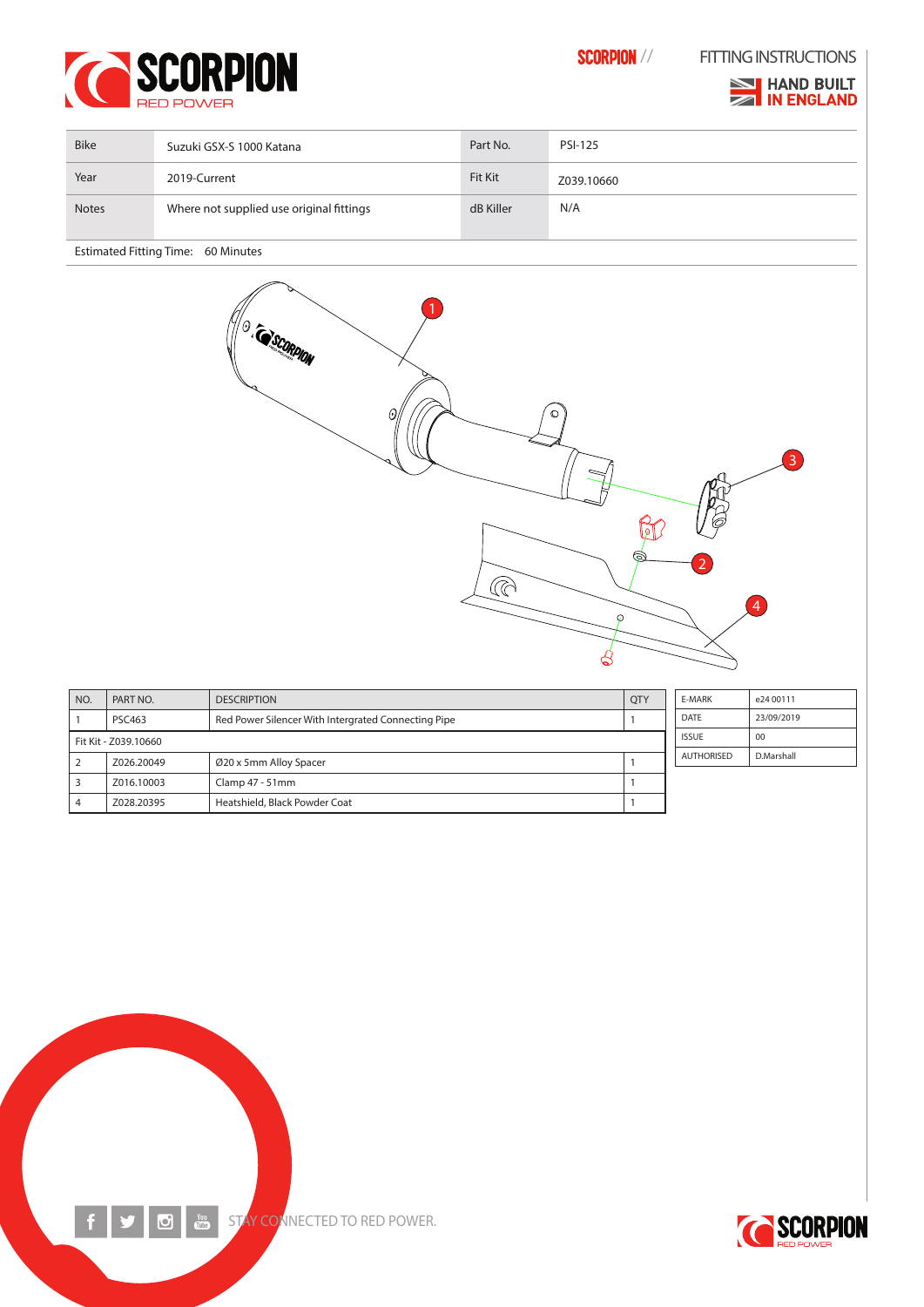# SCORPION
RED POWER

SCORPION // FITTING INSTRUCTIONS

HAND BUILT IN ENGLAND

| Bike | Suzuki GSX-S 1000 Katana | Part No. | PSI-125 |
|---|---|---|---|
| Year | 2019-Current | Fit Kit | Z039.10660 |
| Notes | Where not supplied use original fittings | dB Killer | N/A |

Estimated Fitting Time: 60 Minutes

| NO. | PART NO. | DESCRIPTION | QTY |
|---|---|---|---|
| 1 | PSC463 | Red Power Silencer With Intergrated Connecting Pipe | 1 |
| Fit Kit - Z039.10660 | | | |
| 2 | Z026.20049 | Ø20 x 5mm Alloy Spacer | 1 |
| 3 | Z016.10003 | Clamp 47 - 51mm | 1 |
| 4 | Z028.20395 | Heatshield, Black Powder Coat | 1 |

| E-MARK | e24 00111 |
|---|---|
| DATE | 23/09/2019 |
| ISSUE | 00 |
| AUTHORISED | D.Marshall |

STAY CONNECTED TO RED POWER.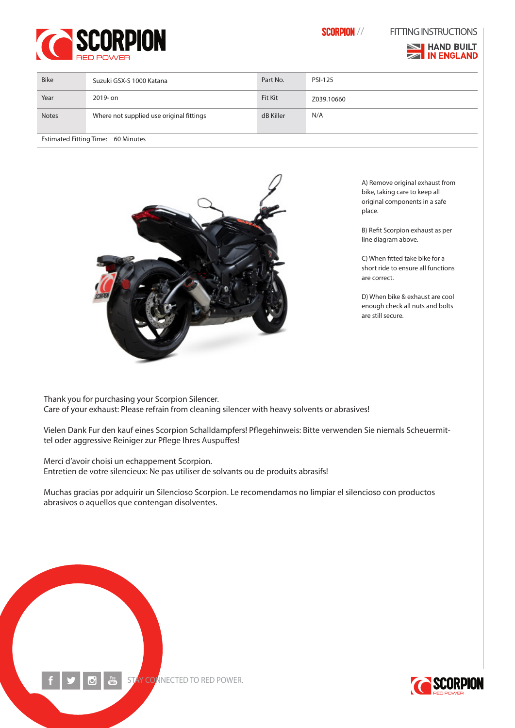# FITTING INSTRUCTIONS

HAND BUILT IN ENGLAND

| | | | |
|---|---|---|---|
| Bike | Suzuki GSX-S 1000 Katana | Part No. | PSI-125 |
| Year | 2019- on | Fit Kit | Z039.10660 |
| Notes | Where not supplied use original fittings | dB Killer | N/A |

Estimated Fitting Time: 60 Minutes

A) Remove original exhaust from bike, taking care to keep all original components in a safe place.

B) Refit Scorpion exhaust as per line diagram above.

C) When fitted take bike for a short ride to ensure all functions are correct.

D) When bike & exhaust are cool enough check all nuts and bolts are still secure.

Thank you for purchasing your Scorpion Silencer.
Care of your exhaust: Please refrain from cleaning silencer with heavy solvents or abrasives!

Vielen Dank Fur den kauf eines Scorpion Schalldampfers! Pflegehinweis: Bitte verwenden Sie niemals Scheuermittel oder aggressive Reiniger zur Pflege Ihres Auspuffes!

Merci d'avoir choisi un echappement Scorpion.
Entretien de votre silencieux: Ne pas utiliser de solvants ou de produits abrasifs!

Muchas gracias por adquirir un Silencioso Scorpion. Le recomendamos no limpiar el silencioso con productos abrasivos o aquellos que contengan disolventes.

STAY CONNECTED TO RED POWER.